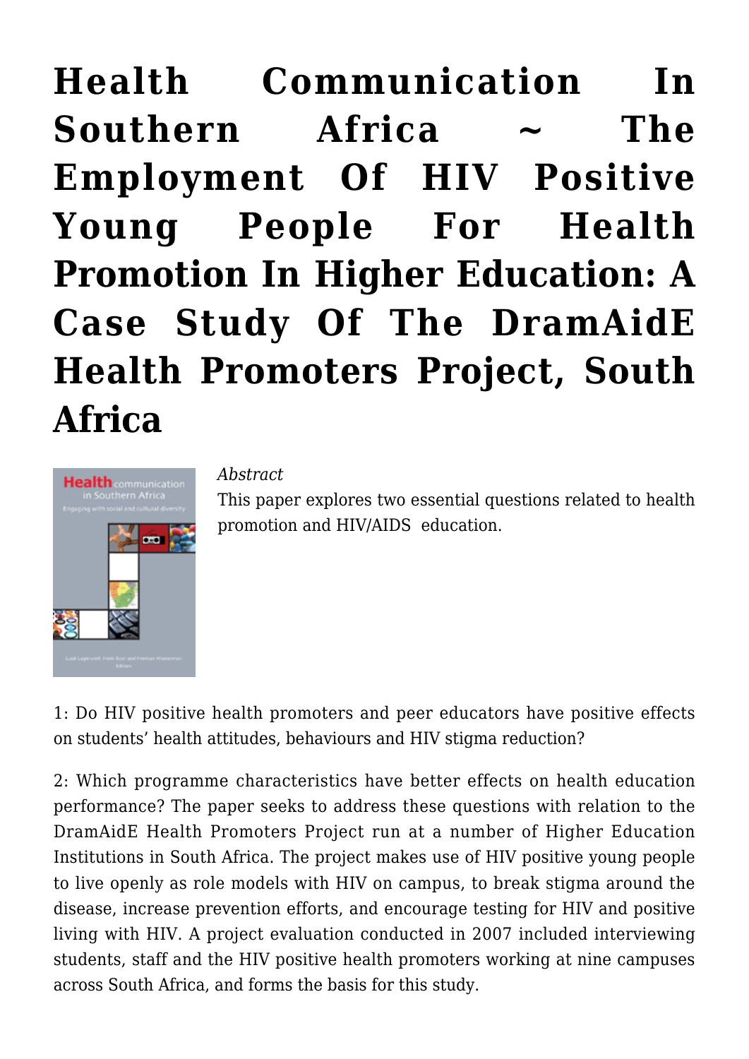# Health Communication In Southern Africa ~ The Employment Of HIV Positive Young People For Health Promotion In Higher Education: A Case Study Of The DramAidE Health Promoters Project, South Africa

*Abstract*

This paper explores two essential questions related to health promotion and HIV/AIDS education.

1: Do HIV positive health promoters and peer educators have positive effects on students' health attitudes, behaviours and HIV stigma reduction?

2: Which programme characteristics have better effects on health education performance? The paper seeks to address these questions with relation to the DramAidE Health Promoters Project run at a number of Higher Education Institutions in South Africa. The project makes use of HIV positive young people to live openly as role models with HIV on campus, to break stigma around the disease, increase prevention efforts, and encourage testing for HIV and positive living with HIV. A project evaluation conducted in 2007 included interviewing students, staff and the HIV positive health promoters working at nine campuses across South Africa, and forms the basis for this study.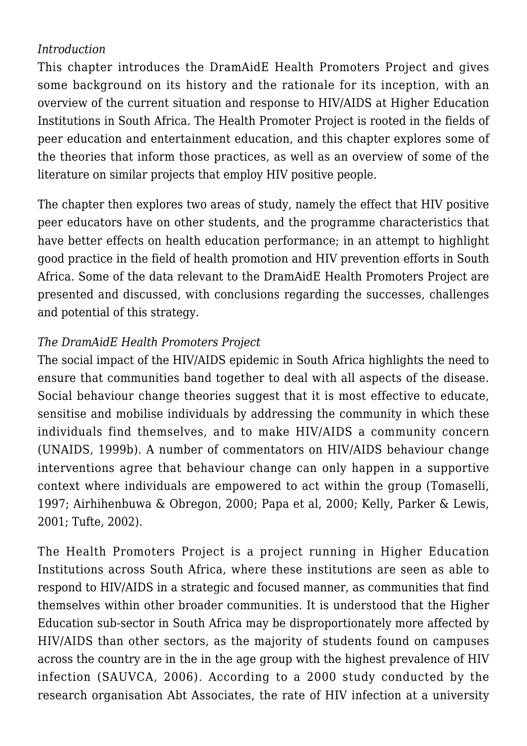*Introduction*

This chapter introduces the DramAidE Health Promoters Project and gives some background on its history and the rationale for its inception, with an overview of the current situation and response to HIV/AIDS at Higher Education Institutions in South Africa. The Health Promoter Project is rooted in the fields of peer education and entertainment education, and this chapter explores some of the theories that inform those practices, as well as an overview of some of the literature on similar projects that employ HIV positive people.

The chapter then explores two areas of study, namely the effect that HIV positive peer educators have on other students, and the programme characteristics that have better effects on health education performance; in an attempt to highlight good practice in the field of health promotion and HIV prevention efforts in South Africa. Some of the data relevant to the DramAidE Health Promoters Project are presented and discussed, with conclusions regarding the successes, challenges and potential of this strategy.

*The DramAidE Health Promoters Project*

The social impact of the HIV/AIDS epidemic in South Africa highlights the need to ensure that communities band together to deal with all aspects of the disease. Social behaviour change theories suggest that it is most effective to educate, sensitise and mobilise individuals by addressing the community in which these individuals find themselves, and to make HIV/AIDS a community concern (UNAIDS, 1999b). A number of commentators on HIV/AIDS behaviour change interventions agree that behaviour change can only happen in a supportive context where individuals are empowered to act within the group (Tomaselli, 1997; Airhihenbuwa & Obregon, 2000; Papa et al, 2000; Kelly, Parker & Lewis, 2001; Tufte, 2002).

The Health Promoters Project is a project running in Higher Education Institutions across South Africa, where these institutions are seen as able to respond to HIV/AIDS in a strategic and focused manner, as communities that find themselves within other broader communities. It is understood that the Higher Education sub-sector in South Africa may be disproportionately more affected by HIV/AIDS than other sectors, as the majority of students found on campuses across the country are in the in the age group with the highest prevalence of HIV infection (SAUVCA, 2006). According to a 2000 study conducted by the research organisation Abt Associates, the rate of HIV infection at a university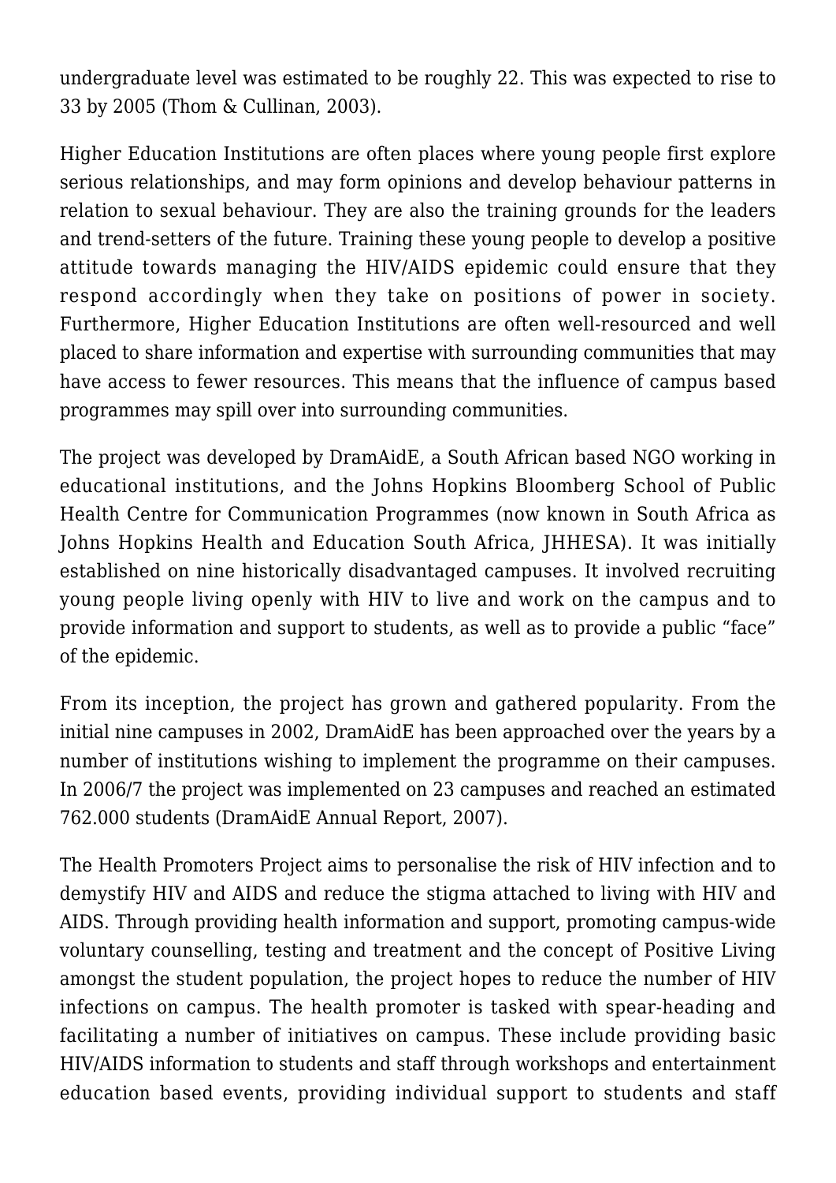undergraduate level was estimated to be roughly 22. This was expected to rise to 33 by 2005 (Thom & Cullinan, 2003).

Higher Education Institutions are often places where young people first explore serious relationships, and may form opinions and develop behaviour patterns in relation to sexual behaviour. They are also the training grounds for the leaders and trend-setters of the future. Training these young people to develop a positive attitude towards managing the HIV/AIDS epidemic could ensure that they respond accordingly when they take on positions of power in society. Furthermore, Higher Education Institutions are often well-resourced and well placed to share information and expertise with surrounding communities that may have access to fewer resources. This means that the influence of campus based programmes may spill over into surrounding communities.

The project was developed by DramAidE, a South African based NGO working in educational institutions, and the Johns Hopkins Bloomberg School of Public Health Centre for Communication Programmes (now known in South Africa as Johns Hopkins Health and Education South Africa, JHHESA). It was initially established on nine historically disadvantaged campuses. It involved recruiting young people living openly with HIV to live and work on the campus and to provide information and support to students, as well as to provide a public "face" of the epidemic.

From its inception, the project has grown and gathered popularity. From the initial nine campuses in 2002, DramAidE has been approached over the years by a number of institutions wishing to implement the programme on their campuses. In 2006/7 the project was implemented on 23 campuses and reached an estimated 762.000 students (DramAidE Annual Report, 2007).

The Health Promoters Project aims to personalise the risk of HIV infection and to demystify HIV and AIDS and reduce the stigma attached to living with HIV and AIDS. Through providing health information and support, promoting campus-wide voluntary counselling, testing and treatment and the concept of Positive Living amongst the student population, the project hopes to reduce the number of HIV infections on campus. The health promoter is tasked with spear-heading and facilitating a number of initiatives on campus. These include providing basic HIV/AIDS information to students and staff through workshops and entertainment education based events, providing individual support to students and staff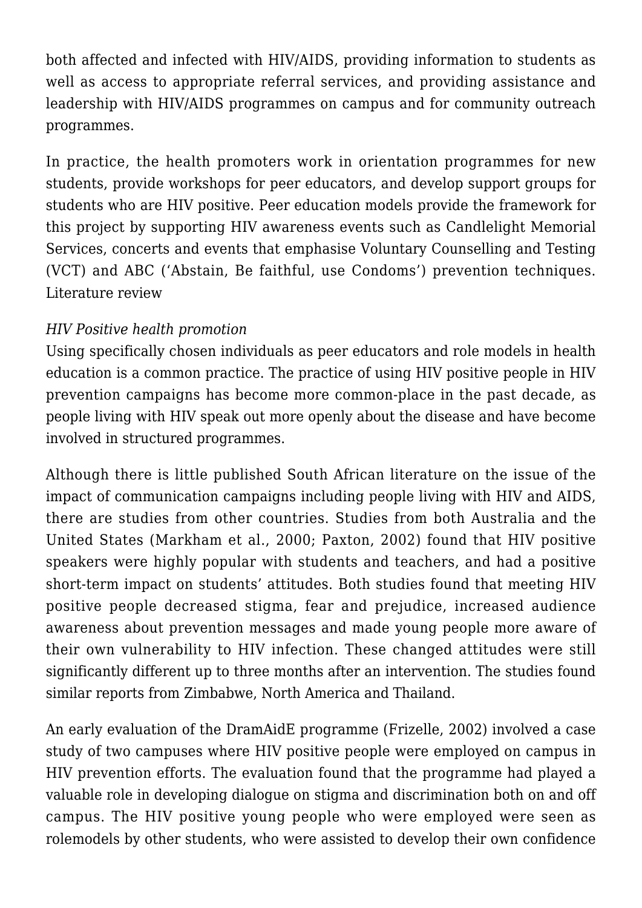both affected and infected with HIV/AIDS, providing information to students as well as access to appropriate referral services, and providing assistance and leadership with HIV/AIDS programmes on campus and for community outreach programmes.

In practice, the health promoters work in orientation programmes for new students, provide workshops for peer educators, and develop support groups for students who are HIV positive. Peer education models provide the framework for this project by supporting HIV awareness events such as Candlelight Memorial Services, concerts and events that emphasise Voluntary Counselling and Testing (VCT) and ABC ('Abstain, Be faithful, use Condoms') prevention techniques.

## Literature review

### *HIV Positive health promotion*

Using specifically chosen individuals as peer educators and role models in health education is a common practice. The practice of using HIV positive people in HIV prevention campaigns has become more common-place in the past decade, as people living with HIV speak out more openly about the disease and have become involved in structured programmes.

Although there is little published South African literature on the issue of the impact of communication campaigns including people living with HIV and AIDS, there are studies from other countries. Studies from both Australia and the United States (Markham et al., 2000; Paxton, 2002) found that HIV positive speakers were highly popular with students and teachers, and had a positive short-term impact on students' attitudes. Both studies found that meeting HIV positive people decreased stigma, fear and prejudice, increased audience awareness about prevention messages and made young people more aware of their own vulnerability to HIV infection. These changed attitudes were still significantly different up to three months after an intervention. The studies found similar reports from Zimbabwe, North America and Thailand.

An early evaluation of the DramAidE programme (Frizelle, 2002) involved a case study of two campuses where HIV positive people were employed on campus in HIV prevention efforts. The evaluation found that the programme had played a valuable role in developing dialogue on stigma and discrimination both on and off campus. The HIV positive young people who were employed were seen as rolemodels by other students, who were assisted to develop their own confidence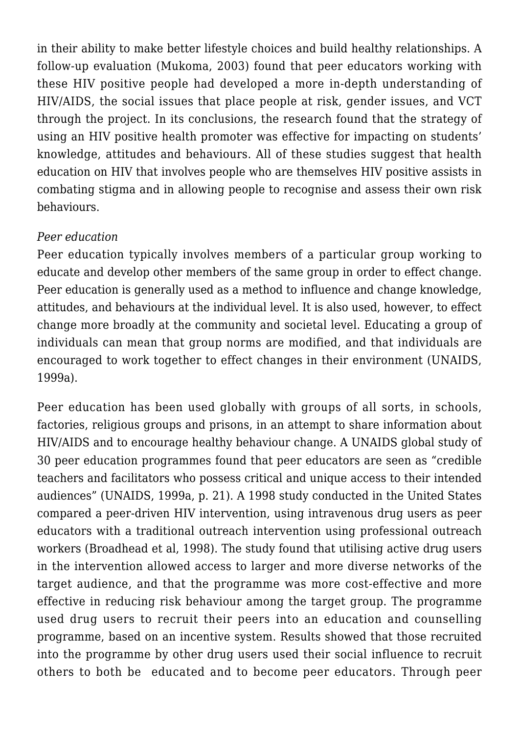in their ability to make better lifestyle choices and build healthy relationships. A follow-up evaluation (Mukoma, 2003) found that peer educators working with these HIV positive people had developed a more in-depth understanding of HIV/AIDS, the social issues that place people at risk, gender issues, and VCT through the project. In its conclusions, the research found that the strategy of using an HIV positive health promoter was effective for impacting on students' knowledge, attitudes and behaviours. All of these studies suggest that health education on HIV that involves people who are themselves HIV positive assists in combating stigma and in allowing people to recognise and assess their own risk behaviours.

*Peer education*

Peer education typically involves members of a particular group working to educate and develop other members of the same group in order to effect change. Peer education is generally used as a method to influence and change knowledge, attitudes, and behaviours at the individual level. It is also used, however, to effect change more broadly at the community and societal level. Educating a group of individuals can mean that group norms are modified, and that individuals are encouraged to work together to effect changes in their environment (UNAIDS, 1999a).

Peer education has been used globally with groups of all sorts, in schools, factories, religious groups and prisons, in an attempt to share information about HIV/AIDS and to encourage healthy behaviour change. A UNAIDS global study of 30 peer education programmes found that peer educators are seen as "credible teachers and facilitators who possess critical and unique access to their intended audiences" (UNAIDS, 1999a, p. 21). A 1998 study conducted in the United States compared a peer-driven HIV intervention, using intravenous drug users as peer educators with a traditional outreach intervention using professional outreach workers (Broadhead et al, 1998). The study found that utilising active drug users in the intervention allowed access to larger and more diverse networks of the target audience, and that the programme was more cost-effective and more effective in reducing risk behaviour among the target group. The programme used drug users to recruit their peers into an education and counselling programme, based on an incentive system. Results showed that those recruited into the programme by other drug users used their social influence to recruit others to both be educated and to become peer educators. Through peer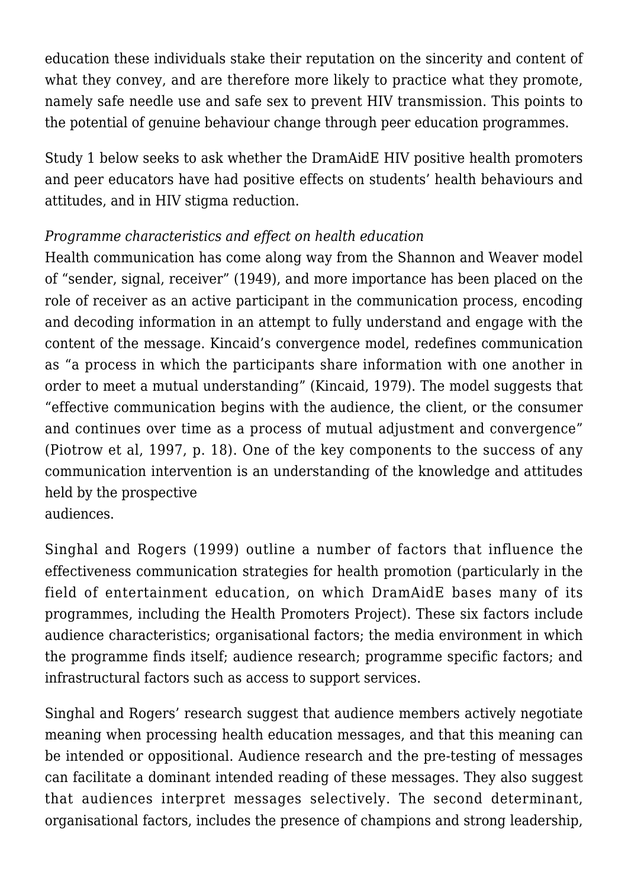education these individuals stake their reputation on the sincerity and content of what they convey, and are therefore more likely to practice what they promote, namely safe needle use and safe sex to prevent HIV transmission. This points to the potential of genuine behaviour change through peer education programmes.

Study 1 below seeks to ask whether the DramAidE HIV positive health promoters and peer educators have had positive effects on students' health behaviours and attitudes, and in HIV stigma reduction.

*Programme characteristics and effect on health education*

Health communication has come along way from the Shannon and Weaver model of "sender, signal, receiver" (1949), and more importance has been placed on the role of receiver as an active participant in the communication process, encoding and decoding information in an attempt to fully understand and engage with the content of the message. Kincaid's convergence model, redefines communication as "a process in which the participants share information with one another in order to meet a mutual understanding" (Kincaid, 1979). The model suggests that "effective communication begins with the audience, the client, or the consumer and continues over time as a process of mutual adjustment and convergence" (Piotrow et al, 1997, p. 18). One of the key components to the success of any communication intervention is an understanding of the knowledge and attitudes held by the prospective audiences.

Singhal and Rogers (1999) outline a number of factors that influence the effectiveness communication strategies for health promotion (particularly in the field of entertainment education, on which DramAidE bases many of its programmes, including the Health Promoters Project). These six factors include audience characteristics; organisational factors; the media environment in which the programme finds itself; audience research; programme specific factors; and infrastructural factors such as access to support services.

Singhal and Rogers' research suggest that audience members actively negotiate meaning when processing health education messages, and that this meaning can be intended or oppositional. Audience research and the pre-testing of messages can facilitate a dominant intended reading of these messages. They also suggest that audiences interpret messages selectively. The second determinant, organisational factors, includes the presence of champions and strong leadership,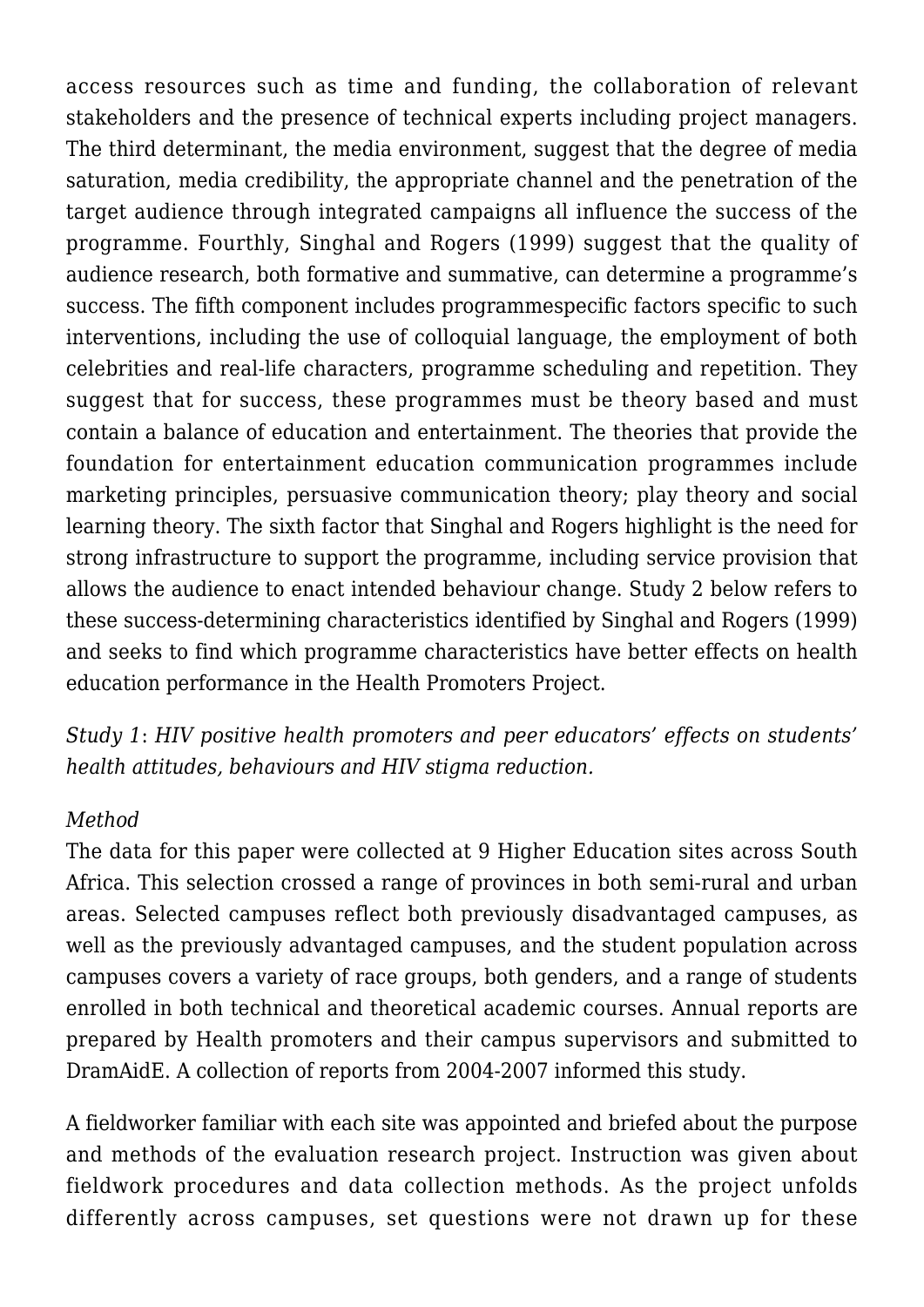access resources such as time and funding, the collaboration of relevant stakeholders and the presence of technical experts including project managers. The third determinant, the media environment, suggest that the degree of media saturation, media credibility, the appropriate channel and the penetration of the target audience through integrated campaigns all influence the success of the programme. Fourthly, Singhal and Rogers (1999) suggest that the quality of audience research, both formative and summative, can determine a programme's success. The fifth component includes programmespecific factors specific to such interventions, including the use of colloquial language, the employment of both celebrities and real-life characters, programme scheduling and repetition. They suggest that for success, these programmes must be theory based and must contain a balance of education and entertainment. The theories that provide the foundation for entertainment education communication programmes include marketing principles, persuasive communication theory; play theory and social learning theory. The sixth factor that Singhal and Rogers highlight is the need for strong infrastructure to support the programme, including service provision that allows the audience to enact intended behaviour change. Study 2 below refers to these success-determining characteristics identified by Singhal and Rogers (1999) and seeks to find which programme characteristics have better effects on health education performance in the Health Promoters Project.

*Study 1*: *HIV positive health promoters and peer educators' effects on students' health attitudes, behaviours and HIV stigma reduction.*

*Method*

The data for this paper were collected at 9 Higher Education sites across South Africa. This selection crossed a range of provinces in both semi-rural and urban areas. Selected campuses reflect both previously disadvantaged campuses, as well as the previously advantaged campuses, and the student population across campuses covers a variety of race groups, both genders, and a range of students enrolled in both technical and theoretical academic courses. Annual reports are prepared by Health promoters and their campus supervisors and submitted to DramAidE. A collection of reports from 2004-2007 informed this study.

A fieldworker familiar with each site was appointed and briefed about the purpose and methods of the evaluation research project. Instruction was given about fieldwork procedures and data collection methods. As the project unfolds differently across campuses, set questions were not drawn up for these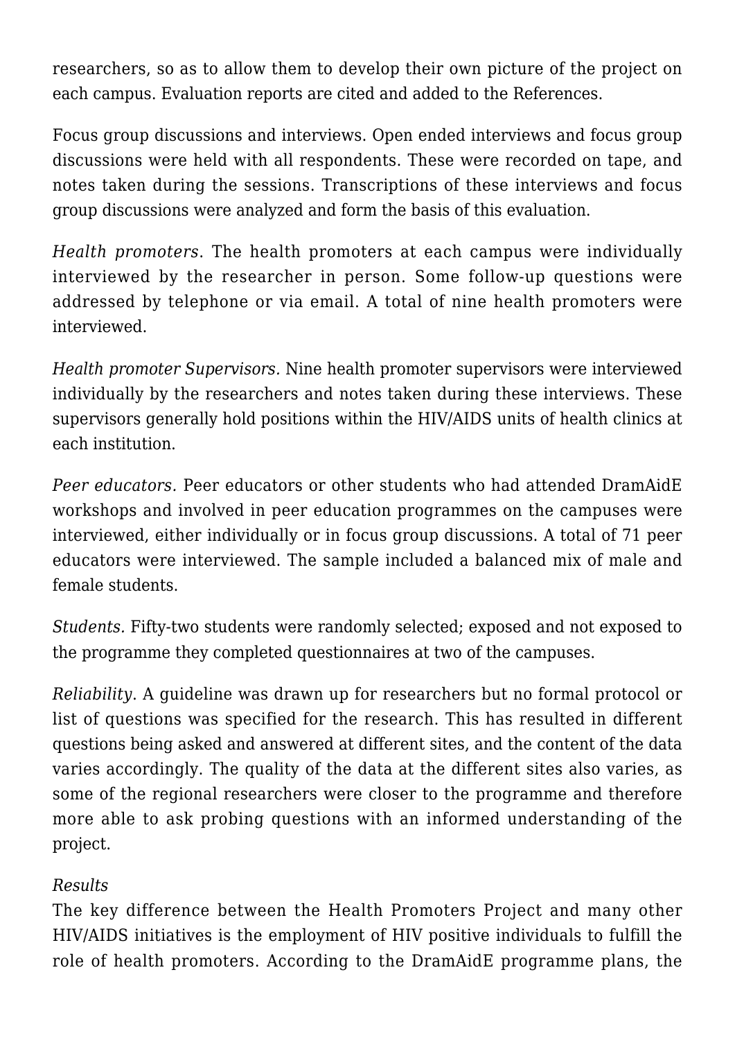researchers, so as to allow them to develop their own picture of the project on each campus. Evaluation reports are cited and added to the References.

Focus group discussions and interviews. Open ended interviews and focus group discussions were held with all respondents. These were recorded on tape, and notes taken during the sessions. Transcriptions of these interviews and focus group discussions were analyzed and form the basis of this evaluation.

*Health promoters*. The health promoters at each campus were individually interviewed by the researcher in person. Some follow-up questions were addressed by telephone or via email. A total of nine health promoters were interviewed.

*Health promoter Supervisors.* Nine health promoter supervisors were interviewed individually by the researchers and notes taken during these interviews. These supervisors generally hold positions within the HIV/AIDS units of health clinics at each institution.

*Peer educators.* Peer educators or other students who had attended DramAidE workshops and involved in peer education programmes on the campuses were interviewed, either individually or in focus group discussions. A total of 71 peer educators were interviewed. The sample included a balanced mix of male and female students.

*Students.* Fifty-two students were randomly selected; exposed and not exposed to the programme they completed questionnaires at two of the campuses.

*Reliability*. A guideline was drawn up for researchers but no formal protocol or list of questions was specified for the research. This has resulted in different questions being asked and answered at different sites, and the content of the data varies accordingly. The quality of the data at the different sites also varies, as some of the regional researchers were closer to the programme and therefore more able to ask probing questions with an informed understanding of the project.

*Results*

The key difference between the Health Promoters Project and many other HIV/AIDS initiatives is the employment of HIV positive individuals to fulfill the role of health promoters. According to the DramAidE programme plans, the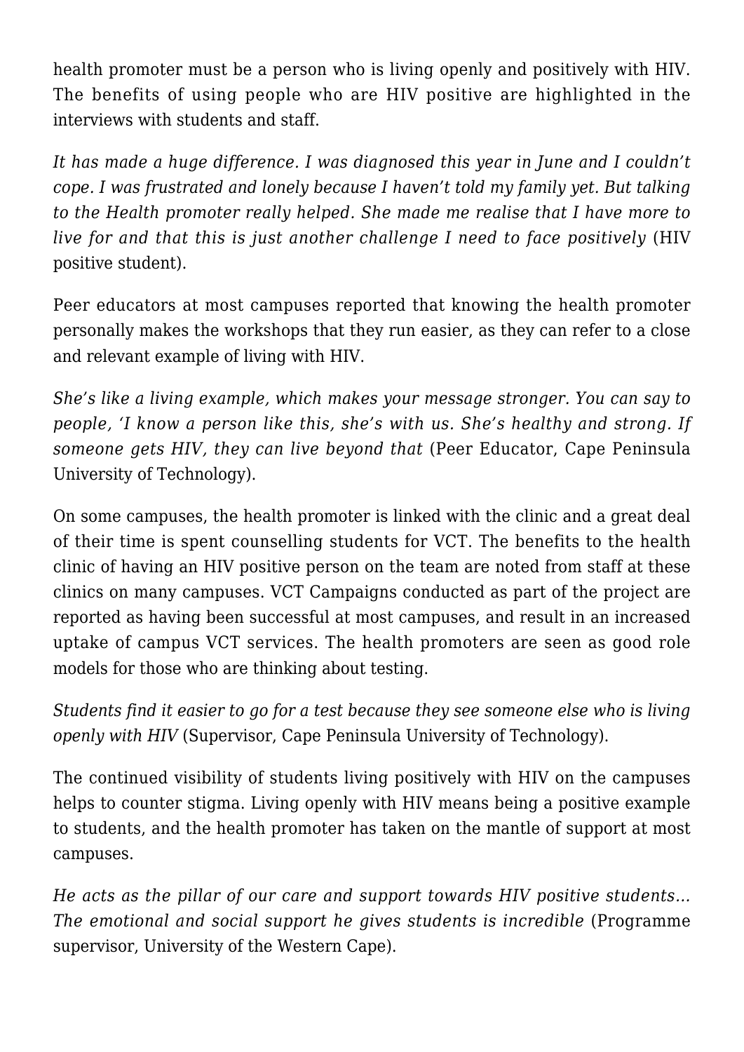health promoter must be a person who is living openly and positively with HIV. The benefits of using people who are HIV positive are highlighted in the interviews with students and staff.

*It has made a huge difference. I was diagnosed this year in June and I couldn't cope. I was frustrated and lonely because I haven't told my family yet. But talking to the Health promoter really helped. She made me realise that I have more to live for and that this is just another challenge I need to face positively* (HIV positive student).

Peer educators at most campuses reported that knowing the health promoter personally makes the workshops that they run easier, as they can refer to a close and relevant example of living with HIV.

*She's like a living example, which makes your message stronger. You can say to people, 'I know a person like this, she's with us. She's healthy and strong. If someone gets HIV, they can live beyond that* (Peer Educator, Cape Peninsula University of Technology).

On some campuses, the health promoter is linked with the clinic and a great deal of their time is spent counselling students for VCT. The benefits to the health clinic of having an HIV positive person on the team are noted from staff at these clinics on many campuses. VCT Campaigns conducted as part of the project are reported as having been successful at most campuses, and result in an increased uptake of campus VCT services. The health promoters are seen as good role models for those who are thinking about testing.

*Students find it easier to go for a test because they see someone else who is living openly with HIV* (Supervisor, Cape Peninsula University of Technology).

The continued visibility of students living positively with HIV on the campuses helps to counter stigma. Living openly with HIV means being a positive example to students, and the health promoter has taken on the mantle of support at most campuses.

*He acts as the pillar of our care and support towards HIV positive students… The emotional and social support he gives students is incredible* (Programme supervisor, University of the Western Cape).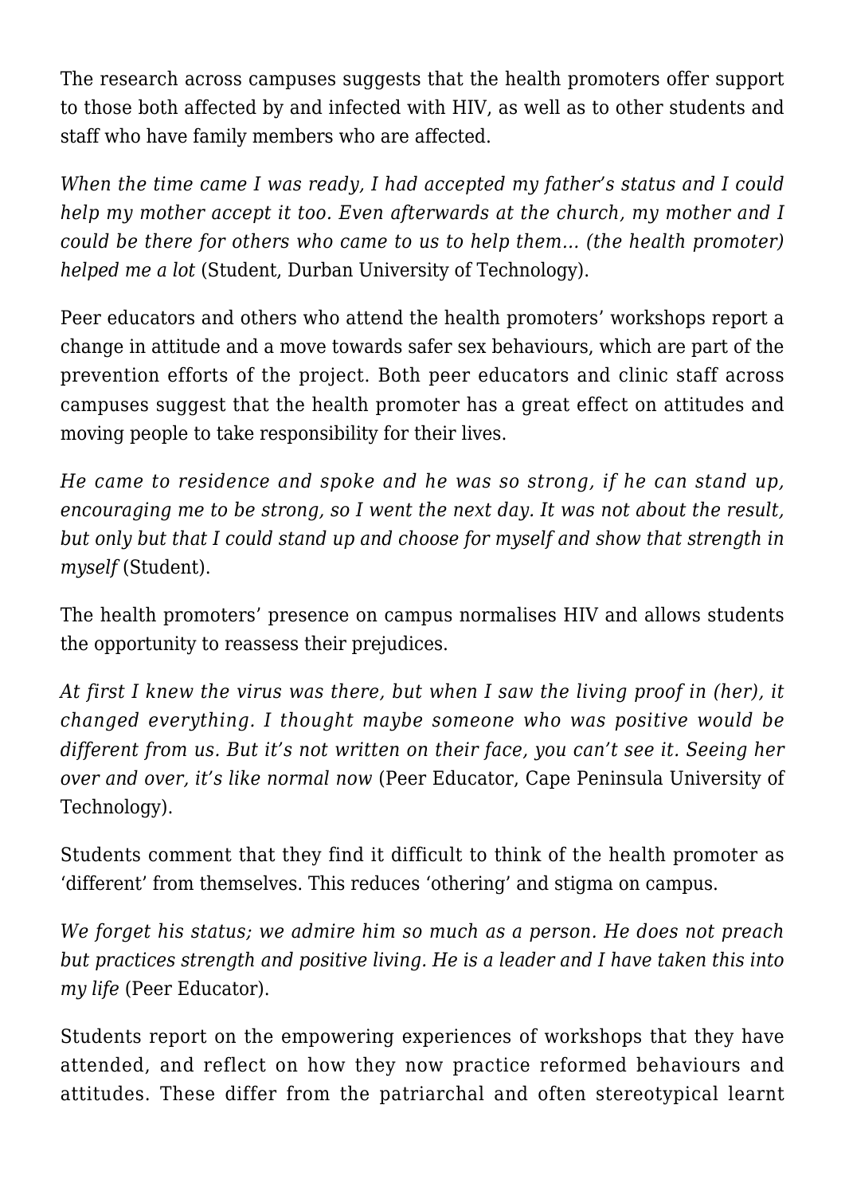The research across campuses suggests that the health promoters offer support to those both affected by and infected with HIV, as well as to other students and staff who have family members who are affected.

*When the time came I was ready, I had accepted my father's status and I could help my mother accept it too. Even afterwards at the church, my mother and I could be there for others who came to us to help them… (the health promoter) helped me a lot* (Student, Durban University of Technology).

Peer educators and others who attend the health promoters' workshops report a change in attitude and a move towards safer sex behaviours, which are part of the prevention efforts of the project. Both peer educators and clinic staff across campuses suggest that the health promoter has a great effect on attitudes and moving people to take responsibility for their lives.

*He came to residence and spoke and he was so strong, if he can stand up, encouraging me to be strong, so I went the next day. It was not about the result, but only but that I could stand up and choose for myself and show that strength in myself* (Student).

The health promoters' presence on campus normalises HIV and allows students the opportunity to reassess their prejudices.

*At first I knew the virus was there, but when I saw the living proof in (her), it changed everything. I thought maybe someone who was positive would be different from us. But it's not written on their face, you can't see it. Seeing her over and over, it's like normal now* (Peer Educator, Cape Peninsula University of Technology).

Students comment that they find it difficult to think of the health promoter as 'different' from themselves. This reduces 'othering' and stigma on campus.

*We forget his status; we admire him so much as a person. He does not preach but practices strength and positive living. He is a leader and I have taken this into my life* (Peer Educator).

Students report on the empowering experiences of workshops that they have attended, and reflect on how they now practice reformed behaviours and attitudes. These differ from the patriarchal and often stereotypical learnt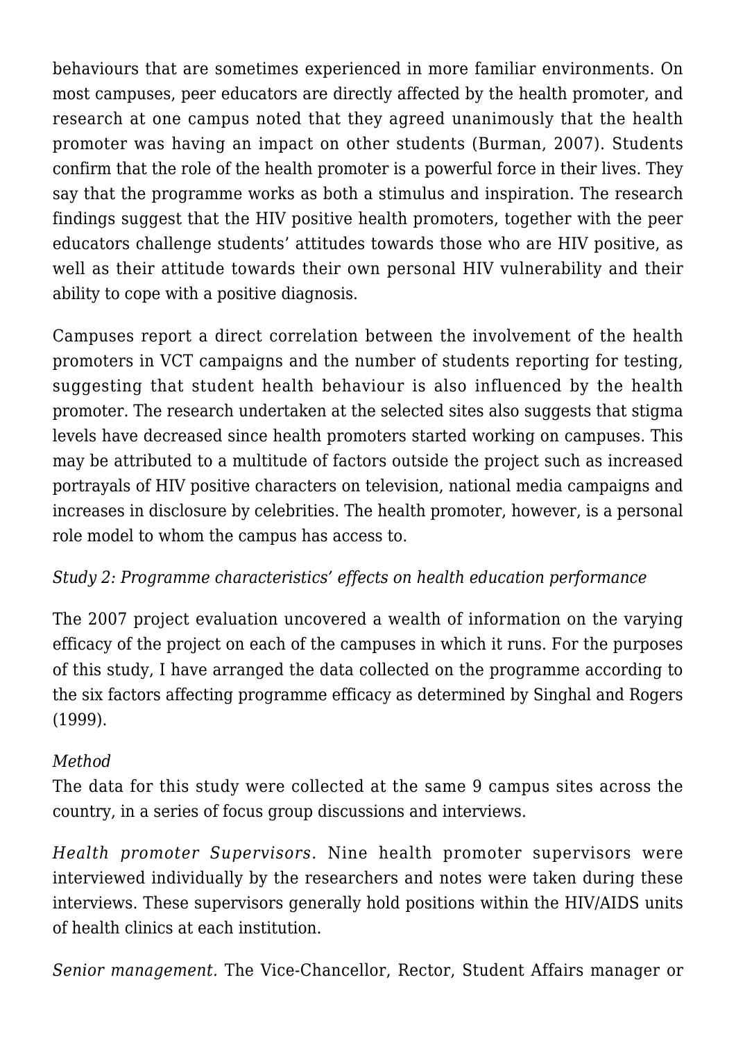behaviours that are sometimes experienced in more familiar environments. On most campuses, peer educators are directly affected by the health promoter, and research at one campus noted that they agreed unanimously that the health promoter was having an impact on other students (Burman, 2007). Students confirm that the role of the health promoter is a powerful force in their lives. They say that the programme works as both a stimulus and inspiration. The research findings suggest that the HIV positive health promoters, together with the peer educators challenge students' attitudes towards those who are HIV positive, as well as their attitude towards their own personal HIV vulnerability and their ability to cope with a positive diagnosis.

Campuses report a direct correlation between the involvement of the health promoters in VCT campaigns and the number of students reporting for testing, suggesting that student health behaviour is also influenced by the health promoter. The research undertaken at the selected sites also suggests that stigma levels have decreased since health promoters started working on campuses. This may be attributed to a multitude of factors outside the project such as increased portrayals of HIV positive characters on television, national media campaigns and increases in disclosure by celebrities. The health promoter, however, is a personal role model to whom the campus has access to.

*Study 2: Programme characteristics' effects on health education performance*

The 2007 project evaluation uncovered a wealth of information on the varying efficacy of the project on each of the campuses in which it runs. For the purposes of this study, I have arranged the data collected on the programme according to the six factors affecting programme efficacy as determined by Singhal and Rogers (1999).

*Method*
The data for this study were collected at the same 9 campus sites across the country, in a series of focus group discussions and interviews.

*Health promoter Supervisors.* Nine health promoter supervisors were interviewed individually by the researchers and notes were taken during these interviews. These supervisors generally hold positions within the HIV/AIDS units of health clinics at each institution.

*Senior management.* The Vice-Chancellor, Rector, Student Affairs manager or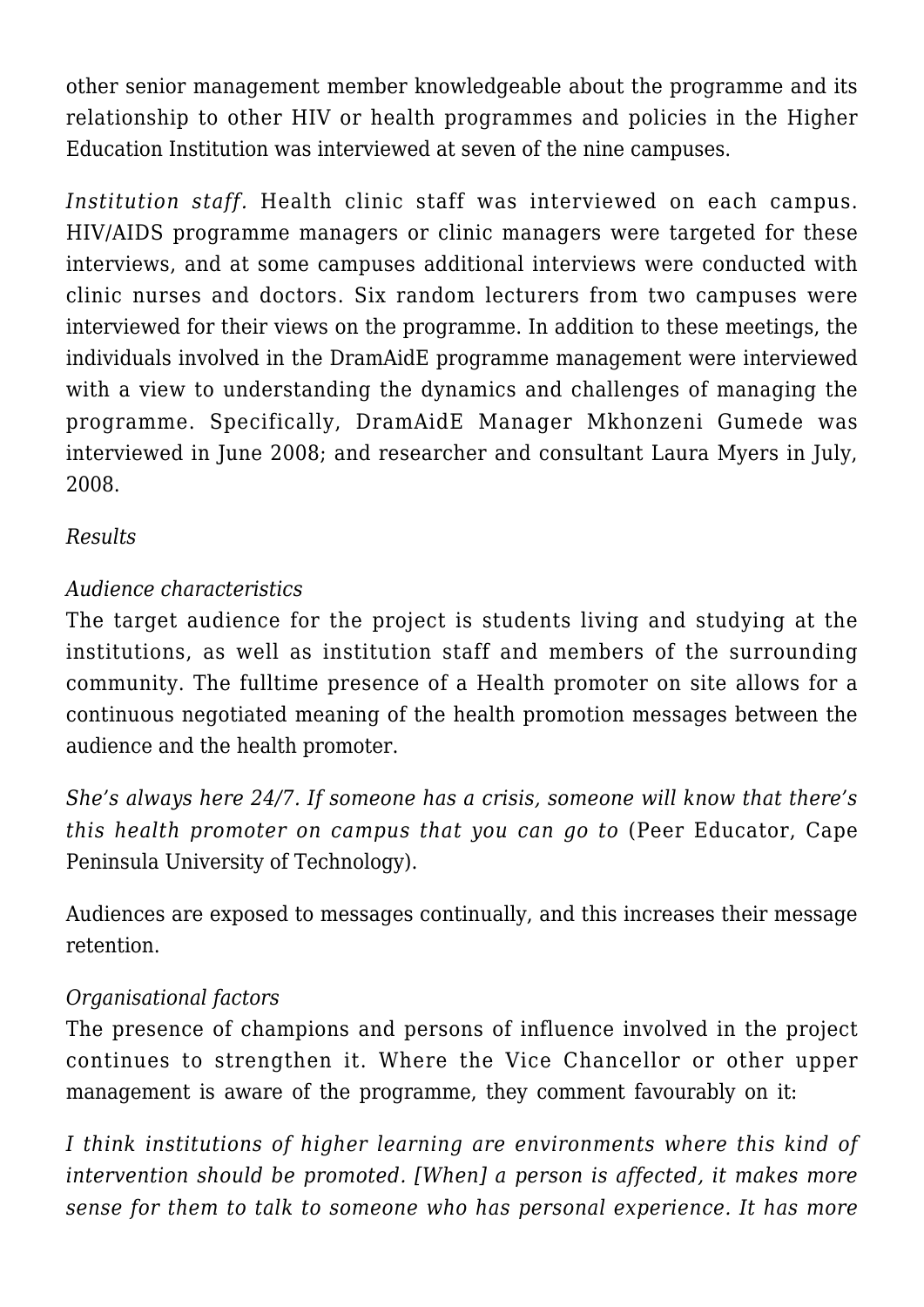other senior management member knowledgeable about the programme and its relationship to other HIV or health programmes and policies in the Higher Education Institution was interviewed at seven of the nine campuses.

*Institution staff.* Health clinic staff was interviewed on each campus. HIV/AIDS programme managers or clinic managers were targeted for these interviews, and at some campuses additional interviews were conducted with clinic nurses and doctors. Six random lecturers from two campuses were interviewed for their views on the programme. In addition to these meetings, the individuals involved in the DramAidE programme management were interviewed with a view to understanding the dynamics and challenges of managing the programme. Specifically, DramAidE Manager Mkhonzeni Gumede was interviewed in June 2008; and researcher and consultant Laura Myers in July, 2008.

*Results*

*Audience characteristics*

The target audience for the project is students living and studying at the institutions, as well as institution staff and members of the surrounding community. The fulltime presence of a Health promoter on site allows for a continuous negotiated meaning of the health promotion messages between the audience and the health promoter.

*She's always here 24/7. If someone has a crisis, someone will know that there's this health promoter on campus that you can go to* (Peer Educator, Cape Peninsula University of Technology).

Audiences are exposed to messages continually, and this increases their message retention.

*Organisational factors*

The presence of champions and persons of influence involved in the project continues to strengthen it. Where the Vice Chancellor or other upper management is aware of the programme, they comment favourably on it:

*I think institutions of higher learning are environments where this kind of intervention should be promoted. [When] a person is affected, it makes more sense for them to talk to someone who has personal experience. It has more*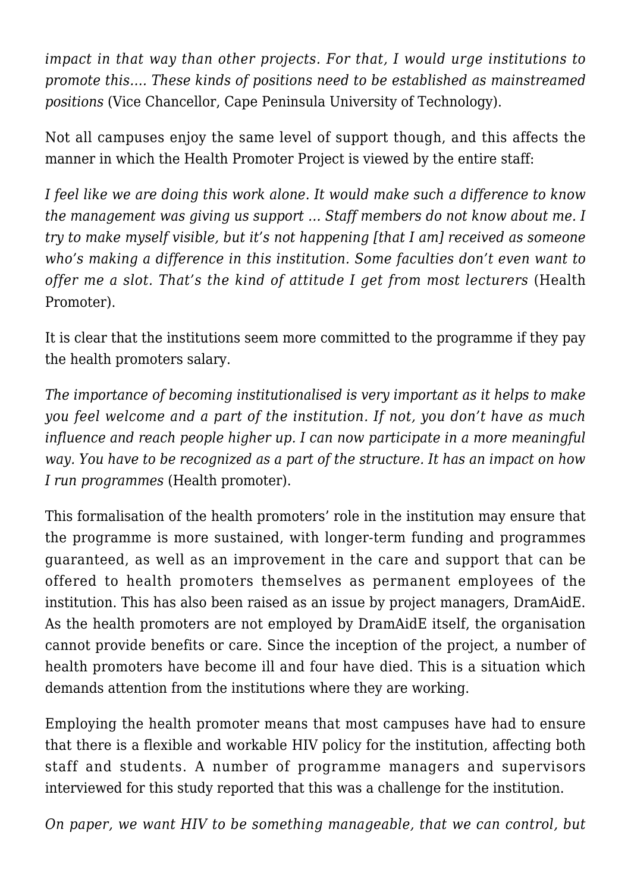*impact in that way than other projects. For that, I would urge institutions to promote this…. These kinds of positions need to be established as mainstreamed positions* (Vice Chancellor, Cape Peninsula University of Technology).

Not all campuses enjoy the same level of support though, and this affects the manner in which the Health Promoter Project is viewed by the entire staff:

*I feel like we are doing this work alone. It would make such a difference to know the management was giving us support … Staff members do not know about me. I try to make myself visible, but it's not happening [that I am] received as someone who's making a difference in this institution. Some faculties don't even want to offer me a slot. That's the kind of attitude I get from most lecturers* (Health Promoter).

It is clear that the institutions seem more committed to the programme if they pay the health promoters salary.

*The importance of becoming institutionalised is very important as it helps to make you feel welcome and a part of the institution. If not, you don't have as much influence and reach people higher up. I can now participate in a more meaningful way. You have to be recognized as a part of the structure. It has an impact on how I run programmes* (Health promoter).

This formalisation of the health promoters' role in the institution may ensure that the programme is more sustained, with longer-term funding and programmes guaranteed, as well as an improvement in the care and support that can be offered to health promoters themselves as permanent employees of the institution. This has also been raised as an issue by project managers, DramAidE. As the health promoters are not employed by DramAidE itself, the organisation cannot provide benefits or care. Since the inception of the project, a number of health promoters have become ill and four have died. This is a situation which demands attention from the institutions where they are working.

Employing the health promoter means that most campuses have had to ensure that there is a flexible and workable HIV policy for the institution, affecting both staff and students. A number of programme managers and supervisors interviewed for this study reported that this was a challenge for the institution.

*On paper, we want HIV to be something manageable, that we can control, but*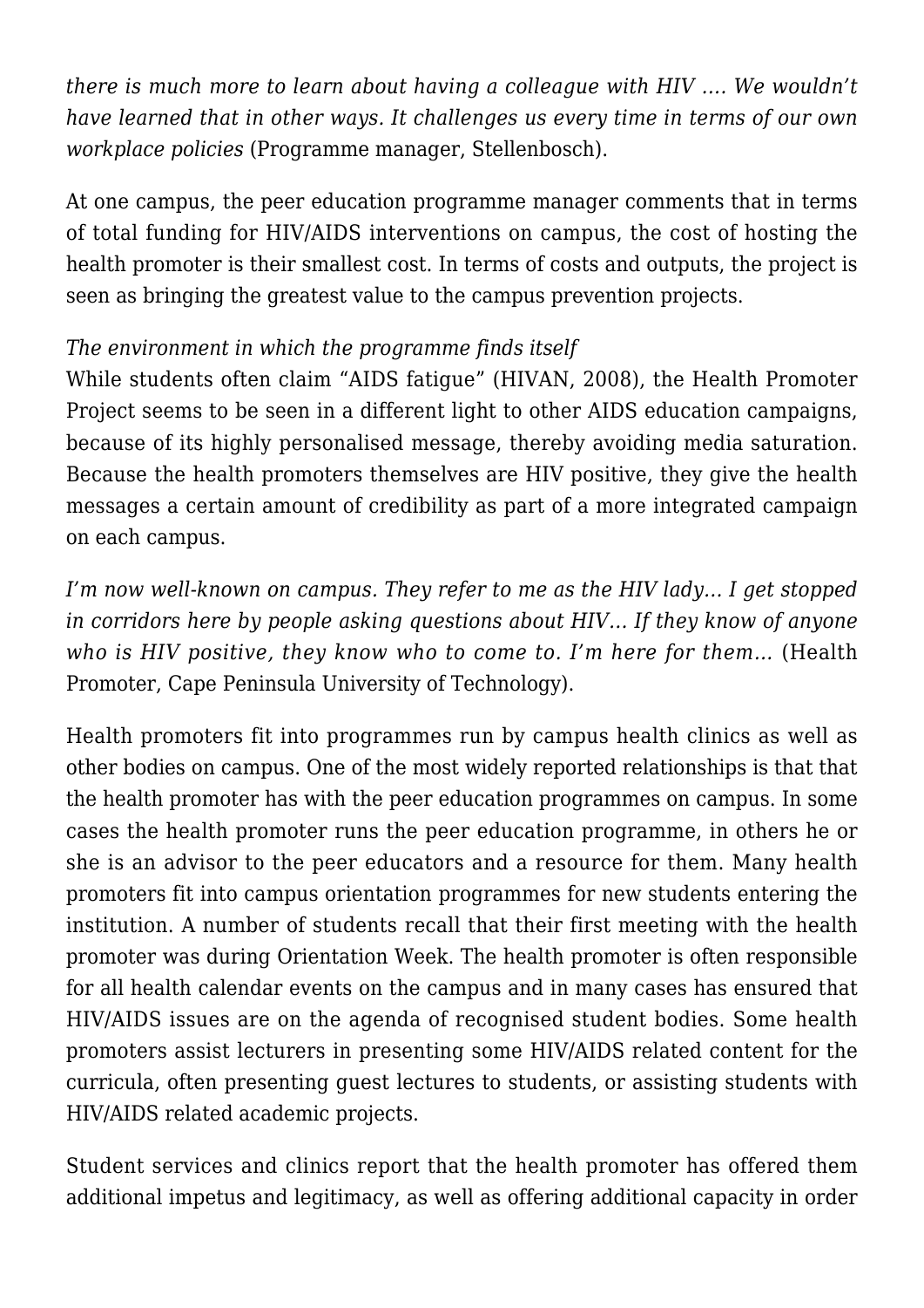*there is much more to learn about having a colleague with HIV …. We wouldn't have learned that in other ways. It challenges us every time in terms of our own workplace policies* (Programme manager, Stellenbosch).

At one campus, the peer education programme manager comments that in terms of total funding for HIV/AIDS interventions on campus, the cost of hosting the health promoter is their smallest cost. In terms of costs and outputs, the project is seen as bringing the greatest value to the campus prevention projects.

*The environment in which the programme finds itself*

While students often claim "AIDS fatigue" (HIVAN, 2008), the Health Promoter Project seems to be seen in a different light to other AIDS education campaigns, because of its highly personalised message, thereby avoiding media saturation. Because the health promoters themselves are HIV positive, they give the health messages a certain amount of credibility as part of a more integrated campaign on each campus.

*I'm now well-known on campus. They refer to me as the HIV lady… I get stopped in corridors here by people asking questions about HIV… If they know of anyone who is HIV positive, they know who to come to. I'm here for them…* (Health Promoter, Cape Peninsula University of Technology).

Health promoters fit into programmes run by campus health clinics as well as other bodies on campus. One of the most widely reported relationships is that that the health promoter has with the peer education programmes on campus. In some cases the health promoter runs the peer education programme, in others he or she is an advisor to the peer educators and a resource for them. Many health promoters fit into campus orientation programmes for new students entering the institution. A number of students recall that their first meeting with the health promoter was during Orientation Week. The health promoter is often responsible for all health calendar events on the campus and in many cases has ensured that HIV/AIDS issues are on the agenda of recognised student bodies. Some health promoters assist lecturers in presenting some HIV/AIDS related content for the curricula, often presenting guest lectures to students, or assisting students with HIV/AIDS related academic projects.

Student services and clinics report that the health promoter has offered them additional impetus and legitimacy, as well as offering additional capacity in order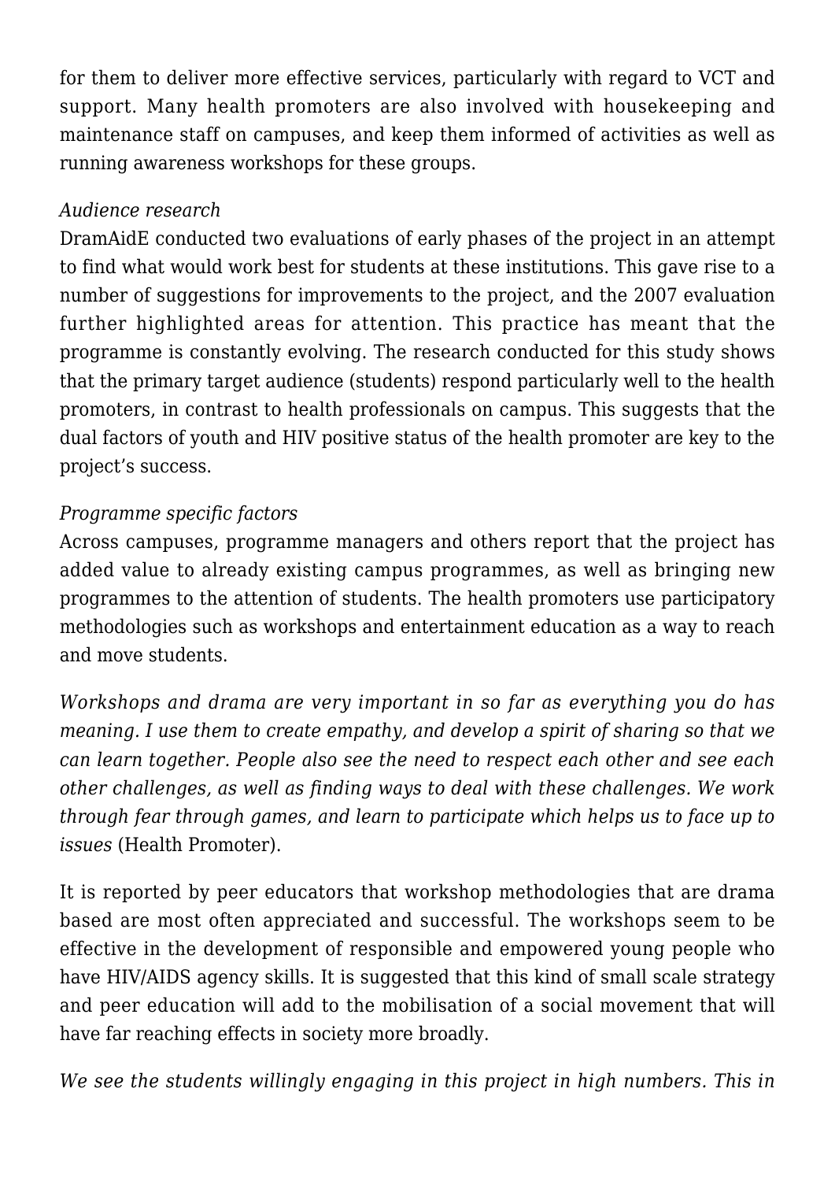for them to deliver more effective services, particularly with regard to VCT and support. Many health promoters are also involved with housekeeping and maintenance staff on campuses, and keep them informed of activities as well as running awareness workshops for these groups.

*Audience research*

DramAidE conducted two evaluations of early phases of the project in an attempt to find what would work best for students at these institutions. This gave rise to a number of suggestions for improvements to the project, and the 2007 evaluation further highlighted areas for attention. This practice has meant that the programme is constantly evolving. The research conducted for this study shows that the primary target audience (students) respond particularly well to the health promoters, in contrast to health professionals on campus. This suggests that the dual factors of youth and HIV positive status of the health promoter are key to the project's success.

*Programme specific factors*

Across campuses, programme managers and others report that the project has added value to already existing campus programmes, as well as bringing new programmes to the attention of students. The health promoters use participatory methodologies such as workshops and entertainment education as a way to reach and move students.

*Workshops and drama are very important in so far as everything you do has meaning. I use them to create empathy, and develop a spirit of sharing so that we can learn together. People also see the need to respect each other and see each other challenges, as well as finding ways to deal with these challenges. We work through fear through games, and learn to participate which helps us to face up to issues* (Health Promoter).

It is reported by peer educators that workshop methodologies that are drama based are most often appreciated and successful. The workshops seem to be effective in the development of responsible and empowered young people who have HIV/AIDS agency skills. It is suggested that this kind of small scale strategy and peer education will add to the mobilisation of a social movement that will have far reaching effects in society more broadly.

*We see the students willingly engaging in this project in high numbers. This in*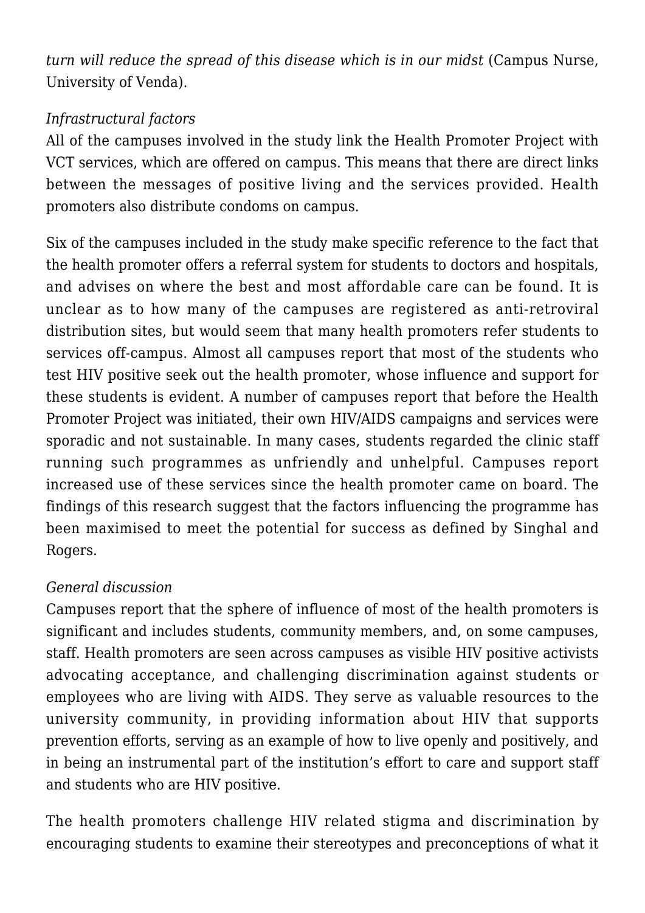*turn will reduce the spread of this disease which is in our midst* (Campus Nurse, University of Venda).

*Infrastructural factors*

All of the campuses involved in the study link the Health Promoter Project with VCT services, which are offered on campus. This means that there are direct links between the messages of positive living and the services provided. Health promoters also distribute condoms on campus.

Six of the campuses included in the study make specific reference to the fact that the health promoter offers a referral system for students to doctors and hospitals, and advises on where the best and most affordable care can be found. It is unclear as to how many of the campuses are registered as anti-retroviral distribution sites, but would seem that many health promoters refer students to services off-campus. Almost all campuses report that most of the students who test HIV positive seek out the health promoter, whose influence and support for these students is evident. A number of campuses report that before the Health Promoter Project was initiated, their own HIV/AIDS campaigns and services were sporadic and not sustainable. In many cases, students regarded the clinic staff running such programmes as unfriendly and unhelpful. Campuses report increased use of these services since the health promoter came on board. The findings of this research suggest that the factors influencing the programme has been maximised to meet the potential for success as defined by Singhal and Rogers.

*General discussion*

Campuses report that the sphere of influence of most of the health promoters is significant and includes students, community members, and, on some campuses, staff. Health promoters are seen across campuses as visible HIV positive activists advocating acceptance, and challenging discrimination against students or employees who are living with AIDS. They serve as valuable resources to the university community, in providing information about HIV that supports prevention efforts, serving as an example of how to live openly and positively, and in being an instrumental part of the institution's effort to care and support staff and students who are HIV positive.

The health promoters challenge HIV related stigma and discrimination by encouraging students to examine their stereotypes and preconceptions of what it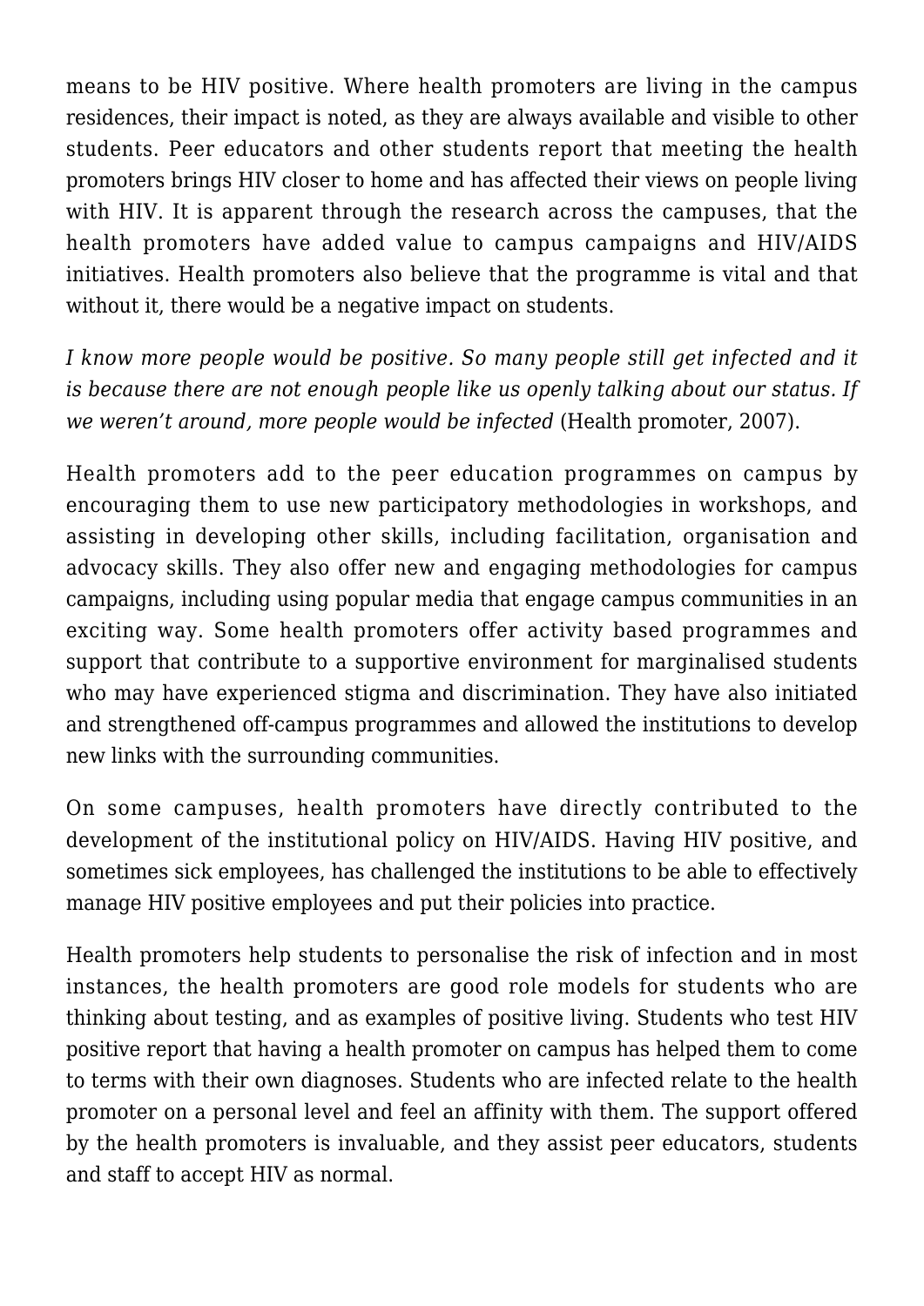means to be HIV positive. Where health promoters are living in the campus residences, their impact is noted, as they are always available and visible to other students. Peer educators and other students report that meeting the health promoters brings HIV closer to home and has affected their views on people living with HIV. It is apparent through the research across the campuses, that the health promoters have added value to campus campaigns and HIV/AIDS initiatives. Health promoters also believe that the programme is vital and that without it, there would be a negative impact on students.

*I know more people would be positive. So many people still get infected and it is because there are not enough people like us openly talking about our status. If we weren't around, more people would be infected* (Health promoter, 2007).

Health promoters add to the peer education programmes on campus by encouraging them to use new participatory methodologies in workshops, and assisting in developing other skills, including facilitation, organisation and advocacy skills. They also offer new and engaging methodologies for campus campaigns, including using popular media that engage campus communities in an exciting way. Some health promoters offer activity based programmes and support that contribute to a supportive environment for marginalised students who may have experienced stigma and discrimination. They have also initiated and strengthened off-campus programmes and allowed the institutions to develop new links with the surrounding communities.

On some campuses, health promoters have directly contributed to the development of the institutional policy on HIV/AIDS. Having HIV positive, and sometimes sick employees, has challenged the institutions to be able to effectively manage HIV positive employees and put their policies into practice.

Health promoters help students to personalise the risk of infection and in most instances, the health promoters are good role models for students who are thinking about testing, and as examples of positive living. Students who test HIV positive report that having a health promoter on campus has helped them to come to terms with their own diagnoses. Students who are infected relate to the health promoter on a personal level and feel an affinity with them. The support offered by the health promoters is invaluable, and they assist peer educators, students and staff to accept HIV as normal.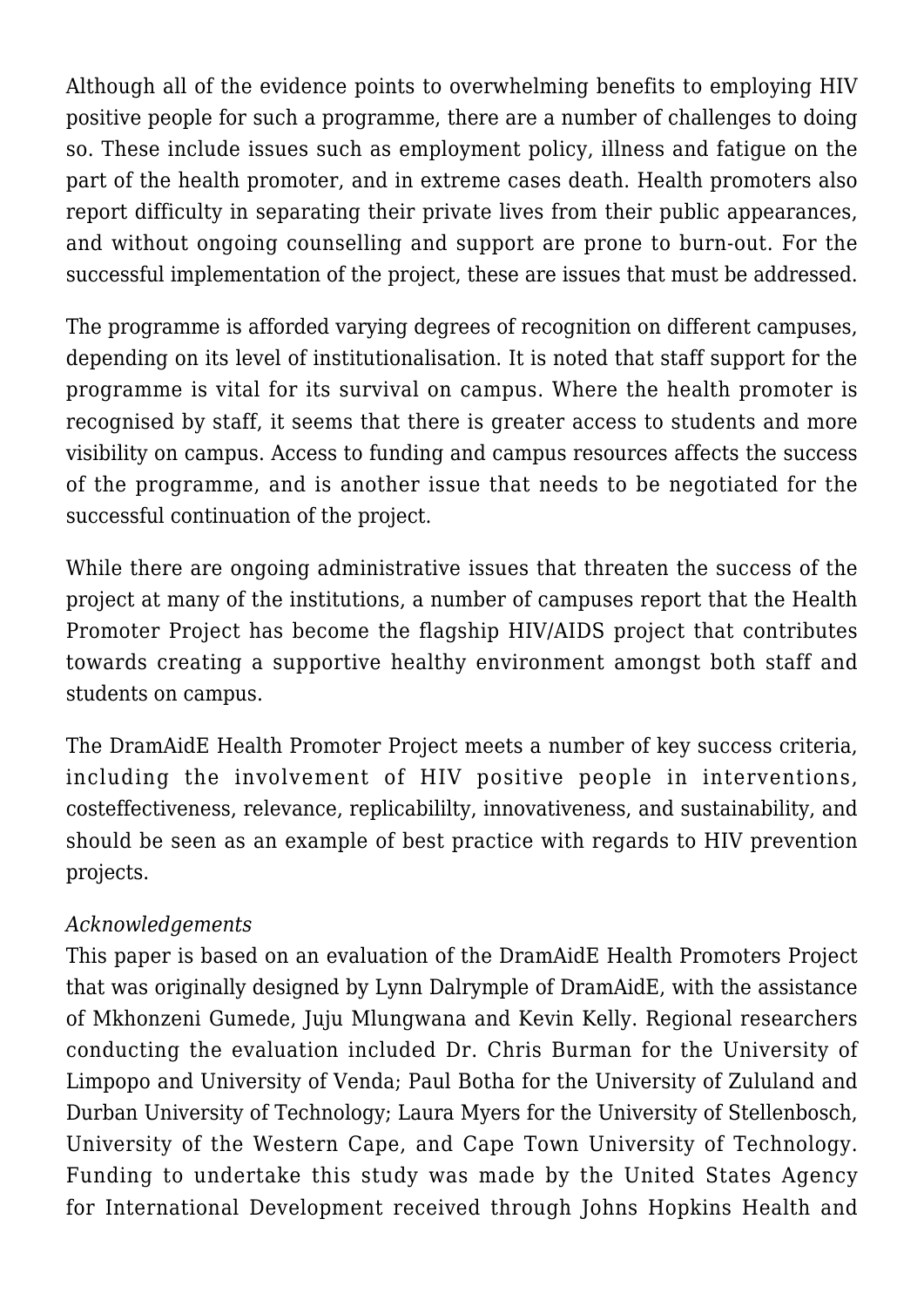Although all of the evidence points to overwhelming benefits to employing HIV positive people for such a programme, there are a number of challenges to doing so. These include issues such as employment policy, illness and fatigue on the part of the health promoter, and in extreme cases death. Health promoters also report difficulty in separating their private lives from their public appearances, and without ongoing counselling and support are prone to burn-out. For the successful implementation of the project, these are issues that must be addressed.

The programme is afforded varying degrees of recognition on different campuses, depending on its level of institutionalisation. It is noted that staff support for the programme is vital for its survival on campus. Where the health promoter is recognised by staff, it seems that there is greater access to students and more visibility on campus. Access to funding and campus resources affects the success of the programme, and is another issue that needs to be negotiated for the successful continuation of the project.

While there are ongoing administrative issues that threaten the success of the project at many of the institutions, a number of campuses report that the Health Promoter Project has become the flagship HIV/AIDS project that contributes towards creating a supportive healthy environment amongst both staff and students on campus.

The DramAidE Health Promoter Project meets a number of key success criteria, including the involvement of HIV positive people in interventions, costeffectiveness, relevance, replicabililty, innovativeness, and sustainability, and should be seen as an example of best practice with regards to HIV prevention projects.

*Acknowledgements*

This paper is based on an evaluation of the DramAidE Health Promoters Project that was originally designed by Lynn Dalrymple of DramAidE, with the assistance of Mkhonzeni Gumede, Juju Mlungwana and Kevin Kelly. Regional researchers conducting the evaluation included Dr. Chris Burman for the University of Limpopo and University of Venda; Paul Botha for the University of Zululand and Durban University of Technology; Laura Myers for the University of Stellenbosch, University of the Western Cape, and Cape Town University of Technology. Funding to undertake this study was made by the United States Agency for International Development received through Johns Hopkins Health and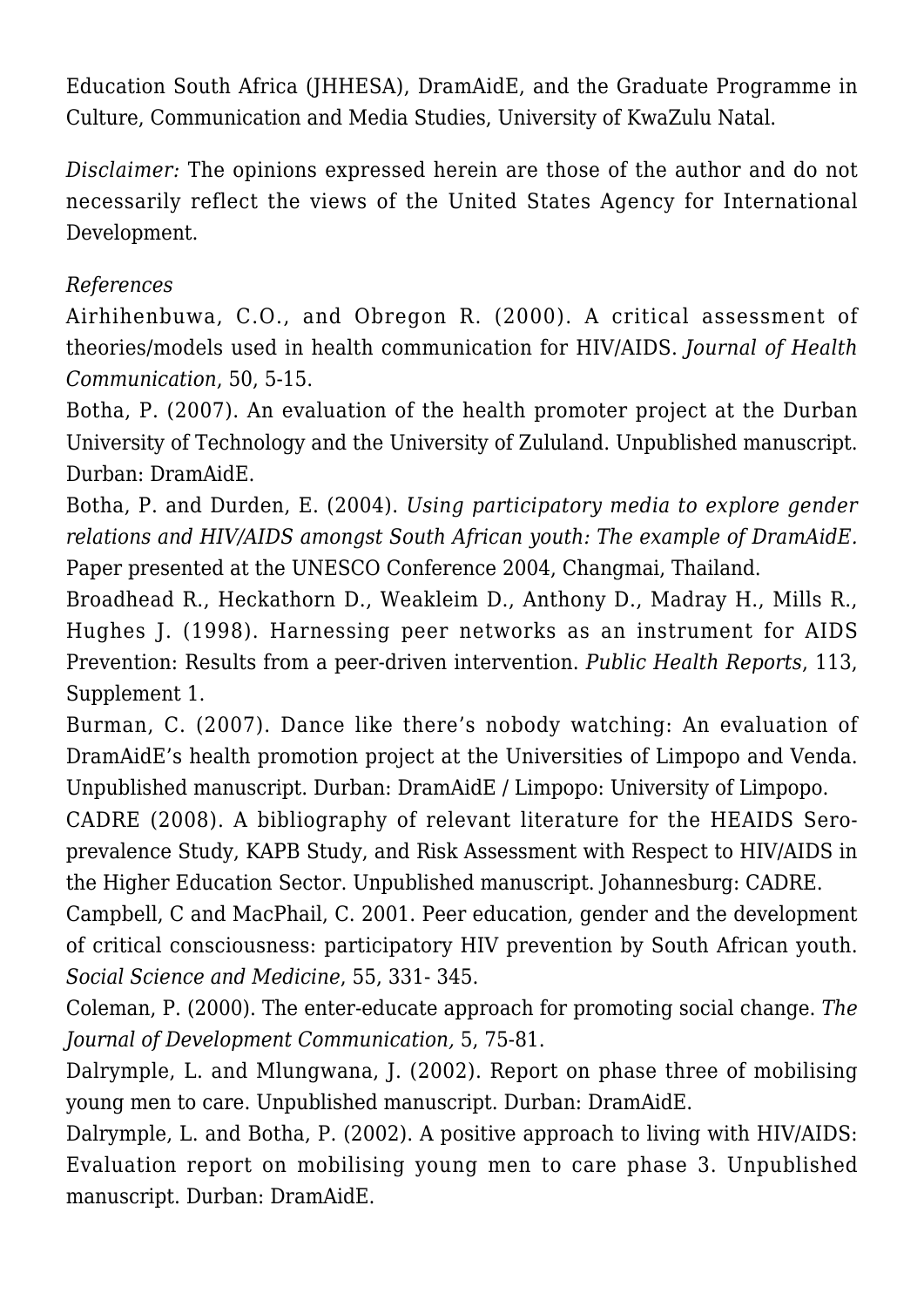Education South Africa (JHHESA), DramAidE, and the Graduate Programme in Culture, Communication and Media Studies, University of KwaZulu Natal.

*Disclaimer:* The opinions expressed herein are those of the author and do not necessarily reflect the views of the United States Agency for International Development.

*References*

Airhihenbuwa, C.O., and Obregon R. (2000). A critical assessment of theories/models used in health communication for HIV/AIDS. *Journal of Health Communication*, 50, 5-15.

Botha, P. (2007). An evaluation of the health promoter project at the Durban University of Technology and the University of Zululand. Unpublished manuscript. Durban: DramAidE.

Botha, P. and Durden, E. (2004). *Using participatory media to explore gender relations and HIV/AIDS amongst South African youth: The example of DramAidE.* Paper presented at the UNESCO Conference 2004, Changmai, Thailand.

Broadhead R., Heckathorn D., Weakleim D., Anthony D., Madray H., Mills R., Hughes J. (1998). Harnessing peer networks as an instrument for AIDS Prevention: Results from a peer-driven intervention. *Public Health Reports*, 113, Supplement 1.

Burman, C. (2007). Dance like there's nobody watching: An evaluation of DramAidE's health promotion project at the Universities of Limpopo and Venda. Unpublished manuscript. Durban: DramAidE / Limpopo: University of Limpopo.

CADRE (2008). A bibliography of relevant literature for the HEAIDS Sero-prevalence Study, KAPB Study, and Risk Assessment with Respect to HIV/AIDS in the Higher Education Sector. Unpublished manuscript. Johannesburg: CADRE.

Campbell, C and MacPhail, C. 2001. Peer education, gender and the development of critical consciousness: participatory HIV prevention by South African youth. *Social Science and Medicine*, 55, 331- 345.

Coleman, P. (2000). The enter-educate approach for promoting social change. *The Journal of Development Communication,* 5, 75-81.

Dalrymple, L. and Mlungwana, J. (2002). Report on phase three of mobilising young men to care. Unpublished manuscript. Durban: DramAidE.

Dalrymple, L. and Botha, P. (2002). A positive approach to living with HIV/AIDS: Evaluation report on mobilising young men to care phase 3. Unpublished manuscript. Durban: DramAidE.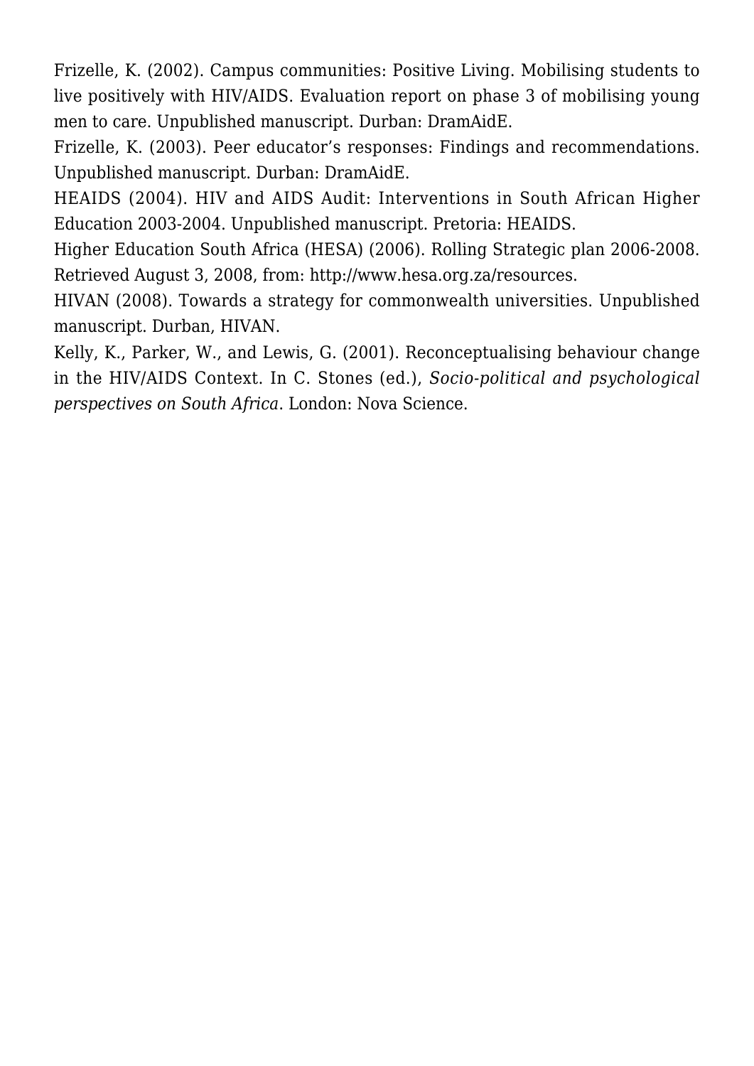Frizelle, K. (2002). Campus communities: Positive Living. Mobilising students to live positively with HIV/AIDS. Evaluation report on phase 3 of mobilising young men to care. Unpublished manuscript. Durban: DramAidE.

Frizelle, K. (2003). Peer educator's responses: Findings and recommendations. Unpublished manuscript. Durban: DramAidE.

HEAIDS (2004). HIV and AIDS Audit: Interventions in South African Higher Education 2003-2004. Unpublished manuscript. Pretoria: HEAIDS.

Higher Education South Africa (HESA) (2006). Rolling Strategic plan 2006-2008. Retrieved August 3, 2008, from: http://www.hesa.org.za/resources.

HIVAN (2008). Towards a strategy for commonwealth universities. Unpublished manuscript. Durban, HIVAN.

Kelly, K., Parker, W., and Lewis, G. (2001). Reconceptualising behaviour change in the HIV/AIDS Context. In C. Stones (ed.), *Socio-political and psychological perspectives on South Africa*. London: Nova Science.